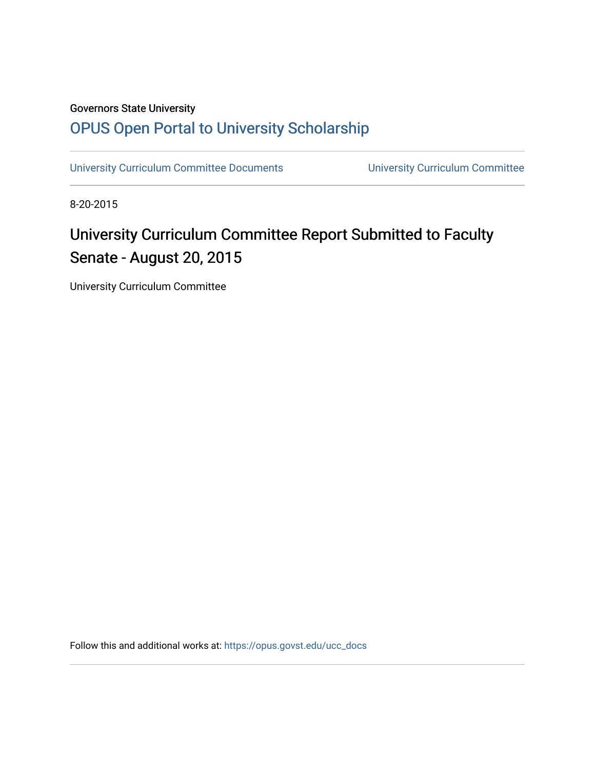Governors State University

## OPUS Open Portal to University Scholarship

University Curriculum Committee Documents | University Curriculum Committee

8-20-2015

# University Curriculum Committee Report Submitted to Faculty Senate - August 20, 2015

University Curriculum Committee

Follow this and additional works at: https://opus.govst.edu/ucc_docs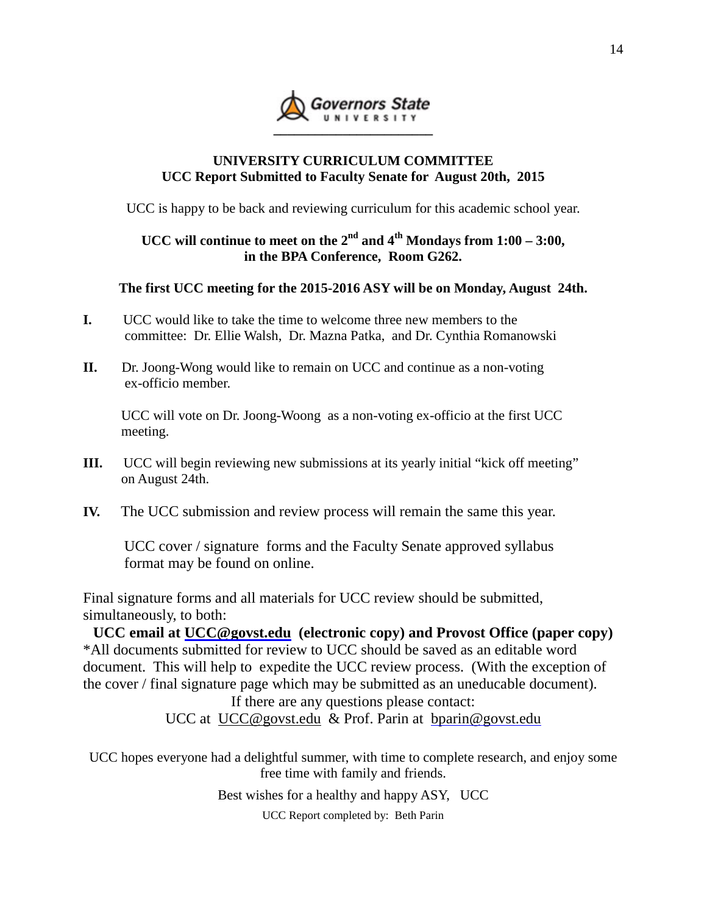Governors State UNIVERSITY

**UNIVERSITY CURRICULUM COMMITTEE**
**UCC Report Submitted to Faculty Senate for August 20th, 2015**

UCC is happy to be back and reviewing curriculum for this academic school year.

**UCC will continue to meet on the 2nd and 4th Mondays from 1:00 – 3:00, in the BPA Conference, Room G262.**

**The first UCC meeting for the 2015-2016 ASY will be on Monday, August 24th.**

**I.** UCC would like to take the time to welcome three new members to the committee: Dr. Ellie Walsh, Dr. Mazna Patka, and Dr. Cynthia Romanowski

**II.** Dr. Joong-Wong would like to remain on UCC and continue as a non-voting ex-officio member.

UCC will vote on Dr. Joong-Woong as a non-voting ex-officio at the first UCC meeting.

**III.** UCC will begin reviewing new submissions at its yearly initial "kick off meeting" on August 24th.

**IV.** The UCC submission and review process will remain the same this year.

UCC cover / signature forms and the Faculty Senate approved syllabus format may be found on online.

Final signature forms and all materials for UCC review should be submitted, simultaneously, to both:

**UCC email at UCC@govst.edu (electronic copy) and Provost Office (paper copy)**

*All documents submitted for review to UCC should be saved as an editable word document. This will help to expedite the UCC review process. (With the exception of the cover / final signature page which may be submitted as an uneducable document).

If there are any questions please contact:
UCC at UCC@govst.edu & Prof. Parin at bparin@govst.edu

UCC hopes everyone had a delightful summer, with time to complete research, and enjoy some free time with family and friends.

Best wishes for a healthy and happy ASY, UCC

UCC Report completed by: Beth Parin